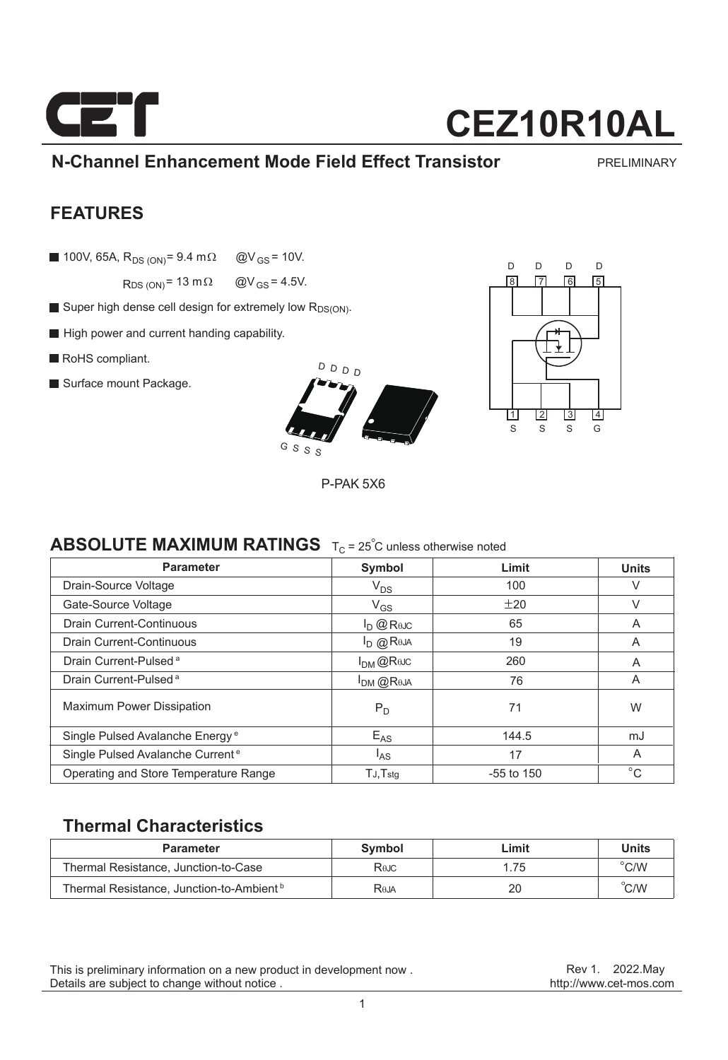# CEZ10R10AL

## N-Channel Enhancement Mode Field Effect Transistor

PRELIMINARY

## FEATURES

- 100V, 65A, $R_{DS(ON)}$ = 9.4 mΩ @$V_{GS}$ = 10V.
  $R_{DS(ON)}$ = 13 mΩ @$V_{GS}$ = 4.5V.
- Super high dense cell design for extremely low $R_{DS(ON)}$.
- High power and current handing capability.
- RoHS compliant.
- Surface mount Package.

D D D D

G S S S

P-PAK 5X6

D D D D
8 7 6 5

1 2 3 4
S S S G

## ABSOLUTE MAXIMUM RATINGS $T_C$ = 25°C unless otherwise noted

| Parameter | Symbol | Limit | Units |
|---|---|---|---|
| Drain-Source Voltage | $V_{DS}$ | 100 | V |
| Gate-Source Voltage | $V_{GS}$ | ±20 | V |
| Drain Current-Continuous | $I_D$ @ $R_{θJC}$ | 65 | A |
| Drain Current-Continuous | $I_D$ @ $R_{θJA}$ | 19 | A |
| Drain Current-Pulsed [a] | $I_{DM}$ @ $R_{θJC}$ | 260 | A |
| Drain Current-Pulsed [a] | $I_{DM}$ @ $R_{θJA}$ | 76 | A |
| Maximum Power Dissipation | $P_D$ | 71 | W |
| Single Pulsed Avalanche Energy [e] | $E_{AS}$ | 144.5 | mJ |
| Single Pulsed Avalanche Current [e] | $I_{AS}$ | 17 | A |
| Operating and Store Temperature Range | $T_J$,$T_{stg}$ | -55 to 150 | °C |

## Thermal Characteristics

| Parameter | Symbol | Limit | Units |
|---|---|---|---|
| Thermal Resistance, Junction-to-Case | $R_{θJC}$ | 1.75 | °C/W |
| Thermal Resistance, Junction-to-Ambient [b] | $R_{θJA}$ | 20 | °C/W |

This is preliminary information on a new product in development now .
Details are subject to change without notice .

Rev 1. 2022.May
http://www.cet-mos.com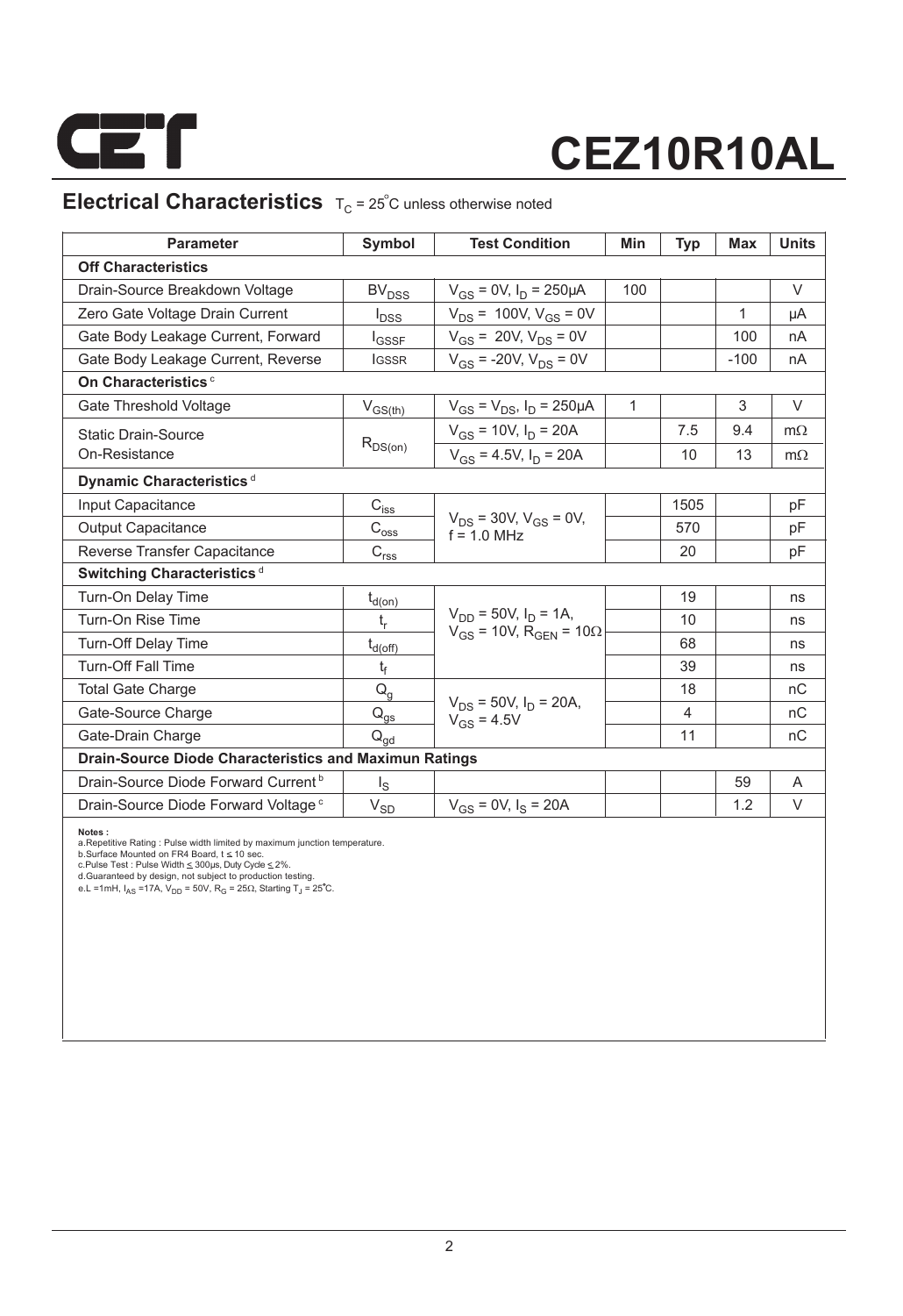# CEZ10R10AL

## Electrical Characteristics $T_C = 25^{\circ}C$ unless otherwise noted

| Parameter | Symbol | Test Condition | Min | Typ | Max | Units |
|---|---|---|---|---|---|---|
| **Off Characteristics** | | | | | | |
| Drain-Source Breakdown Voltage | $BV_{DSS}$ | $V_{GS}$ = 0V, $I_D$ = 250µA | 100 | | | V |
| Zero Gate Voltage Drain Current | $I_{DSS}$ | $V_{DS}$ = 100V, $V_{GS}$ = 0V | | | 1 | µA |
| Gate Body Leakage Current, Forward | $I_{GSSF}$ | $V_{GS}$ = 20V, $V_{DS}$ = 0V | | | 100 | nA |
| Gate Body Leakage Current, Reverse | $I_{GSSR}$ | $V_{GS}$ = -20V, $V_{DS}$ = 0V | | | -100 | nA |
| **On Characteristics** [c] | | | | | | |
| Gate Threshold Voltage | $V_{GS(th)}$ | $V_{GS}$ = $V_{DS}$, $I_D$ = 250µA | 1 | | 3 | V |
| Static Drain-Source On-Resistance | $R_{DS(on)}$ | $V_{GS}$ = 10V, $I_D$ = 20A | | 7.5 | 9.4 | mΩ |
| | | $V_{GS}$ = 4.5V, $I_D$ = 20A | | 10 | 13 | mΩ |
| **Dynamic Characteristics** [d] | | | | | | |
| Input Capacitance | $C_{iss}$ | $V_{DS}$ = 30V, $V_{GS}$ = 0V, f = 1.0 MHz | | 1505 | | pF |
| Output Capacitance | $C_{oss}$ | | | 570 | | pF |
| Reverse Transfer Capacitance | $C_{rss}$ | | | 20 | | pF |
| **Switching Characteristics** [d] | | | | | | |
| Turn-On Delay Time | $t_{d(on)}$ | $V_{DD}$ = 50V, $I_D$ = 1A, $V_{GS}$ = 10V, $R_{GEN}$ = 10Ω | | 19 | | ns |
| Turn-On Rise Time | $t_r$ | | | 10 | | ns |
| Turn-Off Delay Time | $t_{d(off)}$ | | | 68 | | ns |
| Turn-Off Fall Time | $t_f$ | | | 39 | | ns |
| Total Gate Charge | $Q_g$ | $V_{DS}$ = 50V, $I_D$ = 20A, $V_{GS}$ = 4.5V | | 18 | | nC |
| Gate-Source Charge | $Q_{gs}$ | | | 4 | | nC |
| Gate-Drain Charge | $Q_{gd}$ | | | 11 | | nC |
| **Drain-Source Diode Characteristics and Maximun Ratings** | | | | | | |
| Drain-Source Diode Forward Current [b] | $I_S$ | | | | 59 | A |
| Drain-Source Diode Forward Voltage [c] | $V_{SD}$ | $V_{GS}$ = 0V, $I_S$ = 20A | | | 1.2 | V |

**Notes :**
a.Repetitive Rating : Pulse width limited by maximum junction temperature.
b.Surface Mounted on FR4 Board, t ≤ 10 sec.
c.Pulse Test : Pulse Width ≤ 300µs, Duty Cycle ≤ 2%.
d.Guaranteed by design, not subject to production testing.
e.L =1mH, $I_{AS}$ =17A, $V_{DD}$ = 50V, $R_G$ = 25Ω, Starting $T_J$ = 25°C.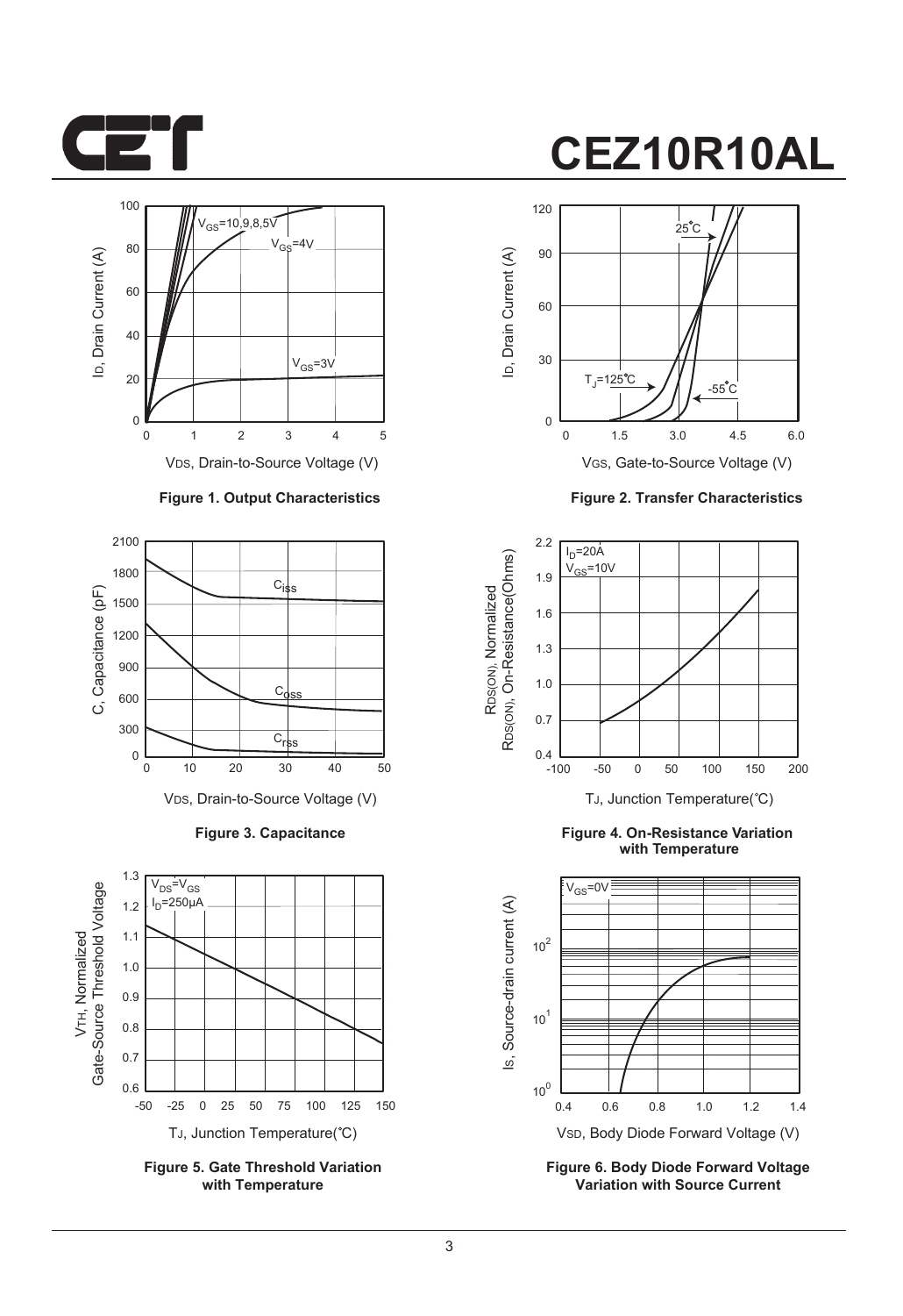Figure 1. Output Characteristics

Figure 2. Transfer Characteristics

Figure 3. Capacitance

Figure 4. On-Resistance Variation with Temperature

Figure 5. Gate Threshold Variation with Temperature

Figure 6. Body Diode Forward Voltage Variation with Source Current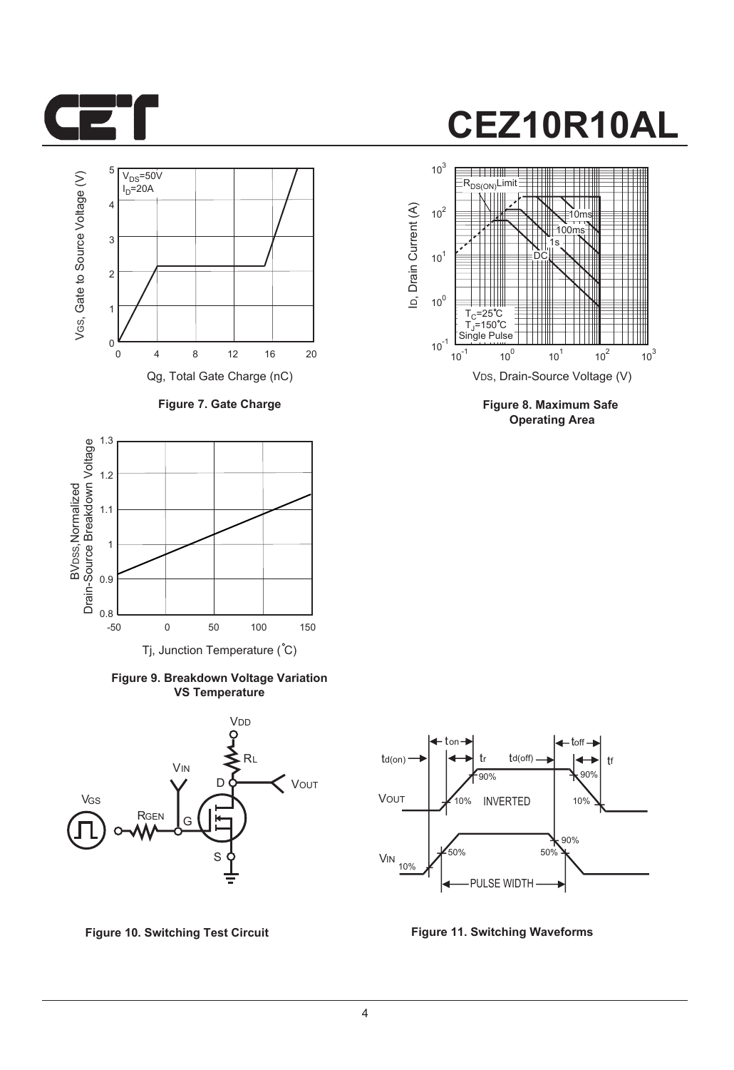Figure 7. Gate Charge

Figure 8. Maximum Safe Operating Area

Figure 9. Breakdown Voltage Variation VS Temperature

Figure 10. Switching Test Circuit

Figure 11. Switching Waveforms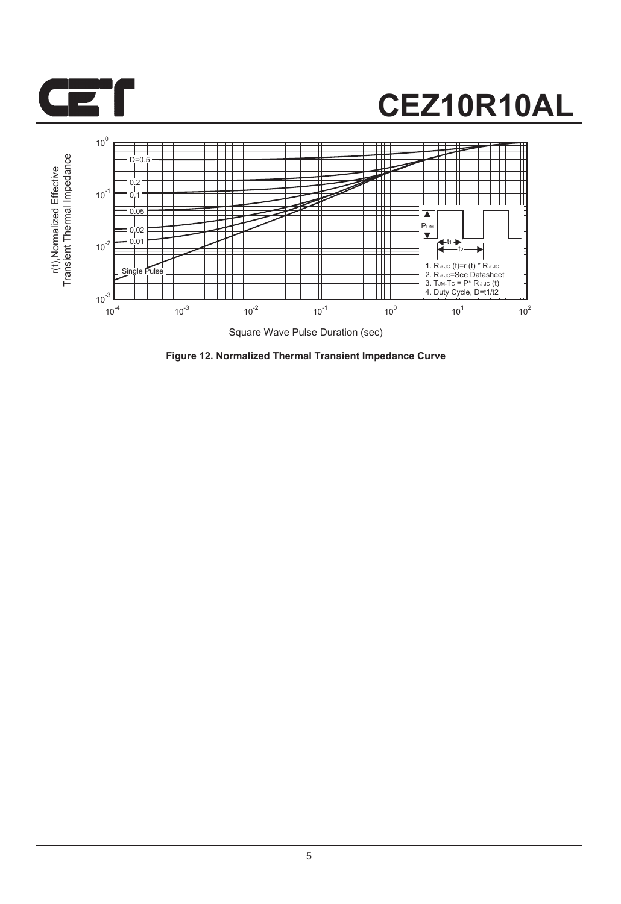Figure 12. Normalized Thermal Transient Impedance Curve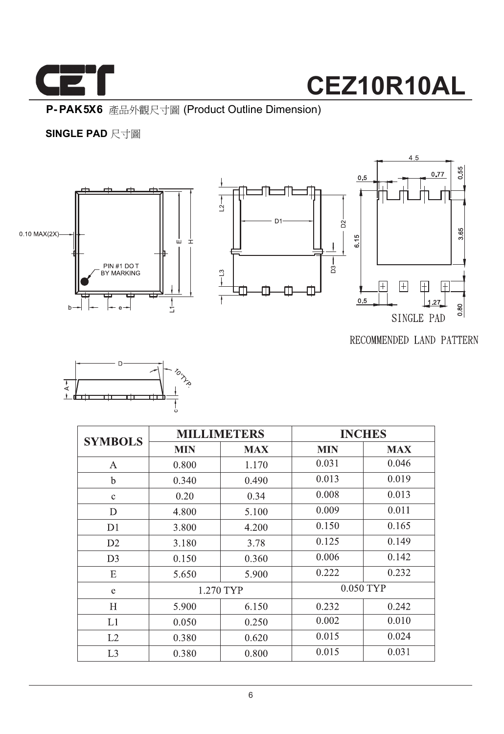# CEZ10R10AL

**P-PAK5X6** 產品外觀尺寸圖 (Product Outline Dimension)

**SINGLE PAD** 尺寸圖

0.10 MAX(2X)
PIN #1 DOT BY MARKING
b e
E H L1
L2 L3 D1 D2 D3

4.5
0.5
0.77
0.55
3.65
6.15
0.5
1.27
0.80
SINGLE PAD

RECOMMENDED LAND PATTERN

D
A
10°TYP.
c

| SYMBOLS | MILLIMETERS | | INCHES | |
|---|---|---|---|---|
| | MIN | MAX | MIN | MAX |
| A | 0.800 | 1.170 | 0.031 | 0.046 |
| b | 0.340 | 0.490 | 0.013 | 0.019 |
| c | 0.20 | 0.34 | 0.008 | 0.013 |
| D | 4.800 | 5.100 | 0.009 | 0.011 |
| D1 | 3.800 | 4.200 | 0.150 | 0.165 |
| D2 | 3.180 | 3.78 | 0.125 | 0.149 |
| D3 | 0.150 | 0.360 | 0.006 | 0.142 |
| E | 5.650 | 5.900 | 0.222 | 0.232 |
| e | 1.270 TYP | | 0.050 TYP | |
| H | 5.900 | 6.150 | 0.232 | 0.242 |
| L1 | 0.050 | 0.250 | 0.002 | 0.010 |
| L2 | 0.380 | 0.620 | 0.015 | 0.024 |
| L3 | 0.380 | 0.800 | 0.015 | 0.031 |